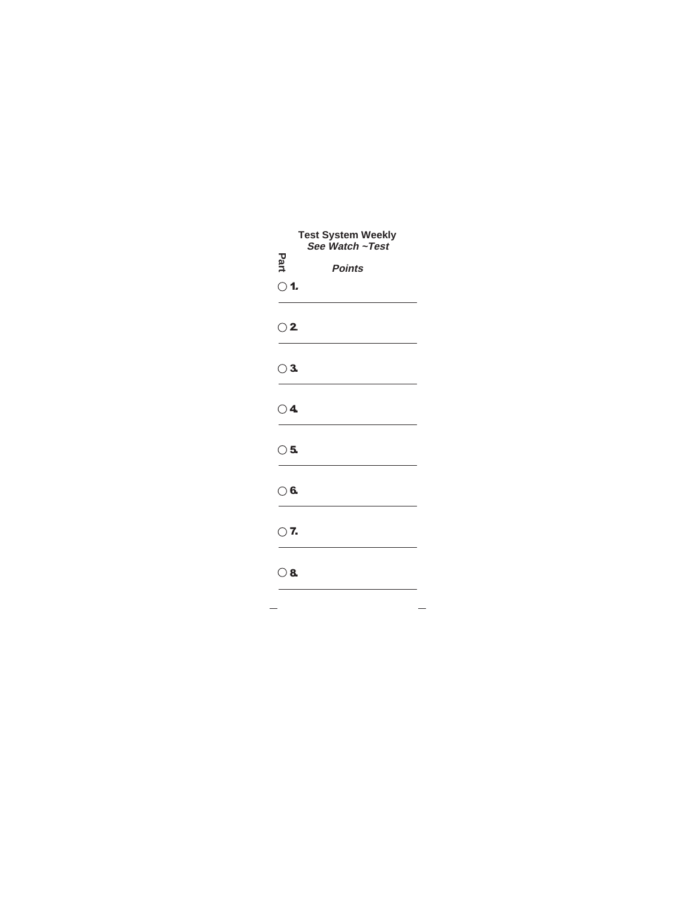**Test System Weekly**

***See Watch ~Test***

Part

***Points***

○ 1.

○ 2.

○ 3.

○ 4.

○ 5.

○ 6.

○ 7.

○ 8.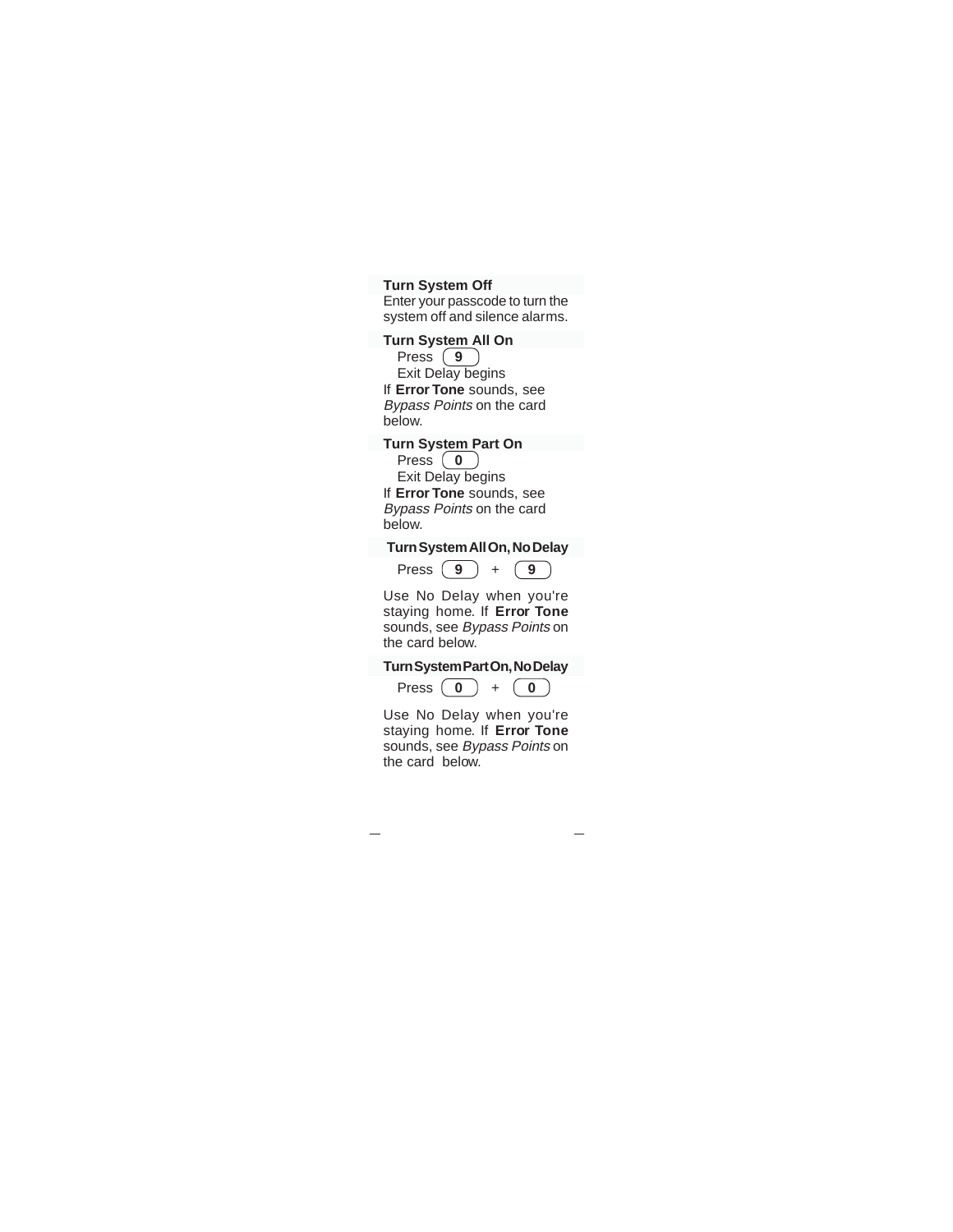### Turn System Off

Enter your passcode to turn the system off and silence alarms.

### Turn System All On

Press **9**

Exit Delay begins

If **Error Tone** sounds, see *Bypass Points* on the card below.

### Turn System Part On

Press **0**

Exit Delay begins

If **Error Tone** sounds, see *Bypass Points* on the card below.

### Turn System All On, No Delay

Press **9** + **9**

Use No Delay when you're staying home. If **Error Tone** sounds, see *Bypass Points* on the card below.

### Turn System Part On, No Delay

Press **0** + **0**

Use No Delay when you're staying home. If **Error Tone** sounds, see *Bypass Points* on the card below.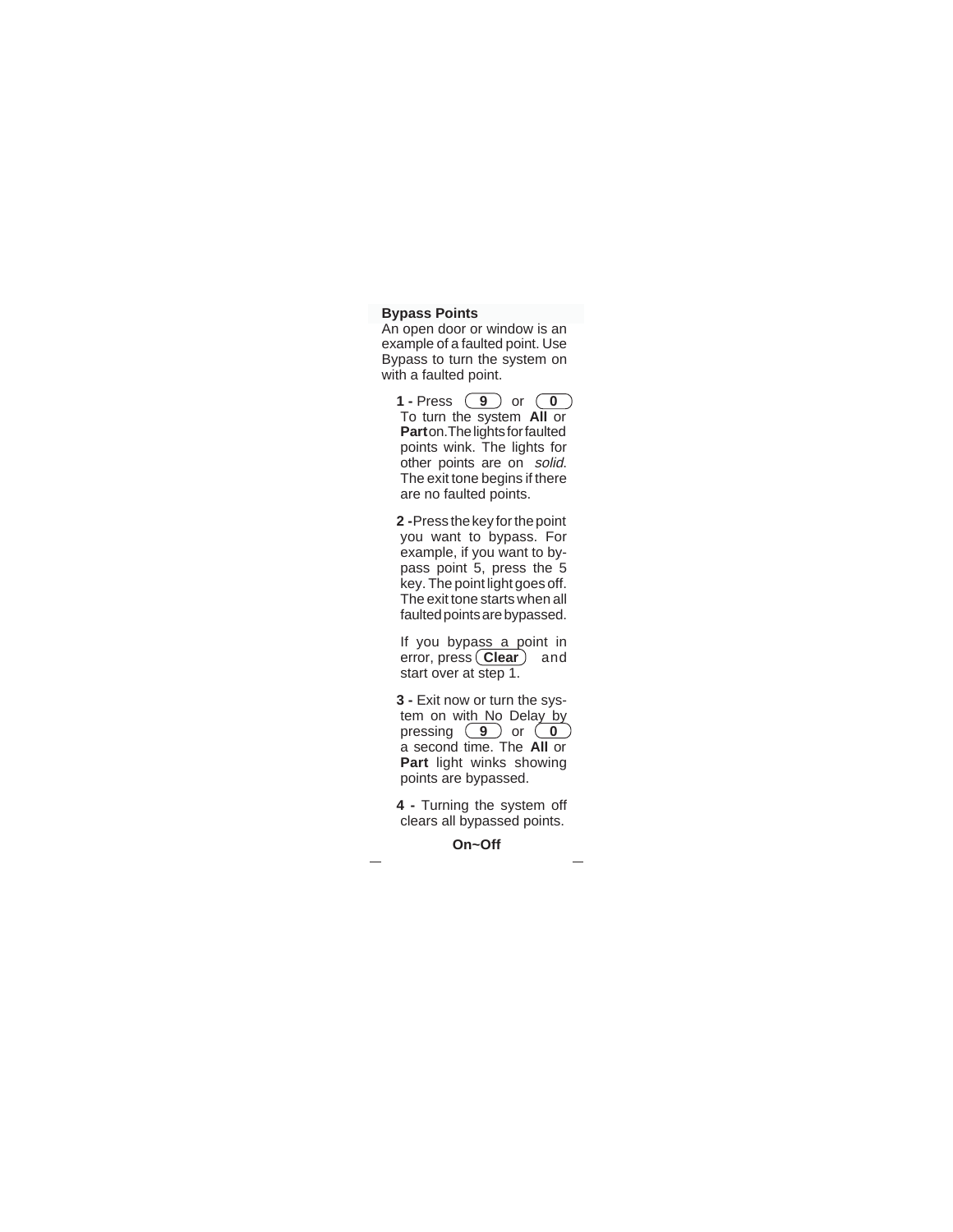## Bypass Points

An open door or window is an example of a faulted point. Use Bypass to turn the system on with a faulted point.

**1 -** Press **9** or **0** To turn the system **All** or **Part** on. The lights for faulted points wink. The lights for other points are on *solid*. The exit tone begins if there are no faulted points.

**2 -** Press the key for the point you want to bypass. For example, if you want to bypass point 5, press the 5 key. The point light goes off. The exit tone starts when all faulted points are bypassed.

If you bypass a point in error, press **Clear** and start over at step 1.

**3 -** Exit now or turn the system on with No Delay by pressing **9** or **0** a second time. The **All** or **Part** light winks showing points are bypassed.

**4 -** Turning the system off clears all bypassed points.

**On~Off**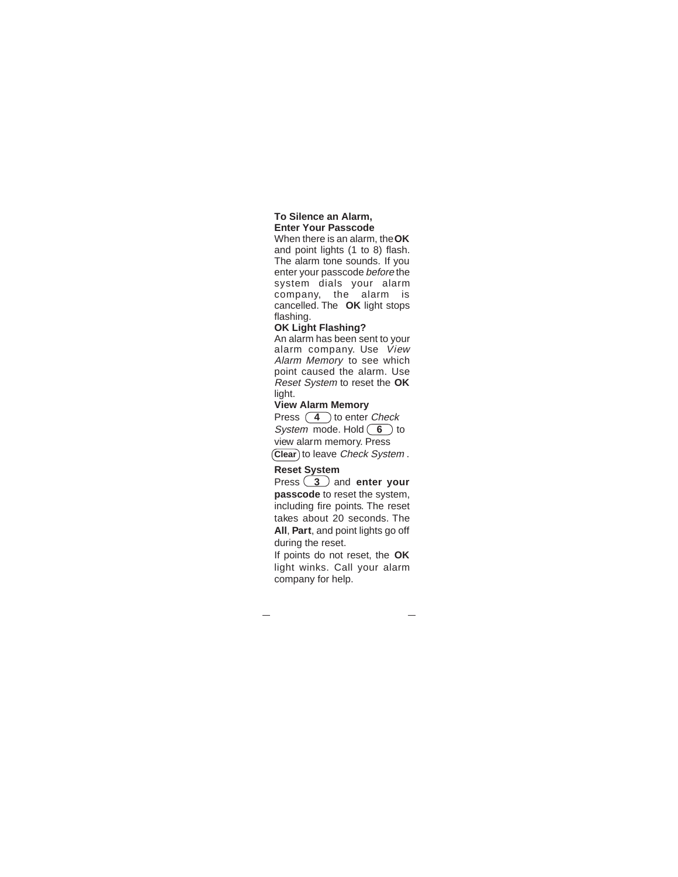**To Silence an Alarm, Enter Your Passcode**

When there is an alarm, the **OK** and point lights (1 to 8) flash. The alarm tone sounds. If you enter your passcode *before* the system dials your alarm company, the alarm is cancelled. The **OK** light stops flashing.

**OK Light Flashing?**

An alarm has been sent to your alarm company. Use *View Alarm Memory* to see which point caused the alarm. Use *Reset System* to reset the **OK** light.

**View Alarm Memory**

Press **4** to enter *Check System* mode. Hold **6** to view alarm memory. Press **Clear** to leave *Check System*.

**Reset System**

Press **3** and **enter your passcode** to reset the system, including fire points. The reset takes about 20 seconds. The **All**, **Part**, and point lights go off during the reset.

If points do not reset, the **OK** light winks. Call your alarm company for help.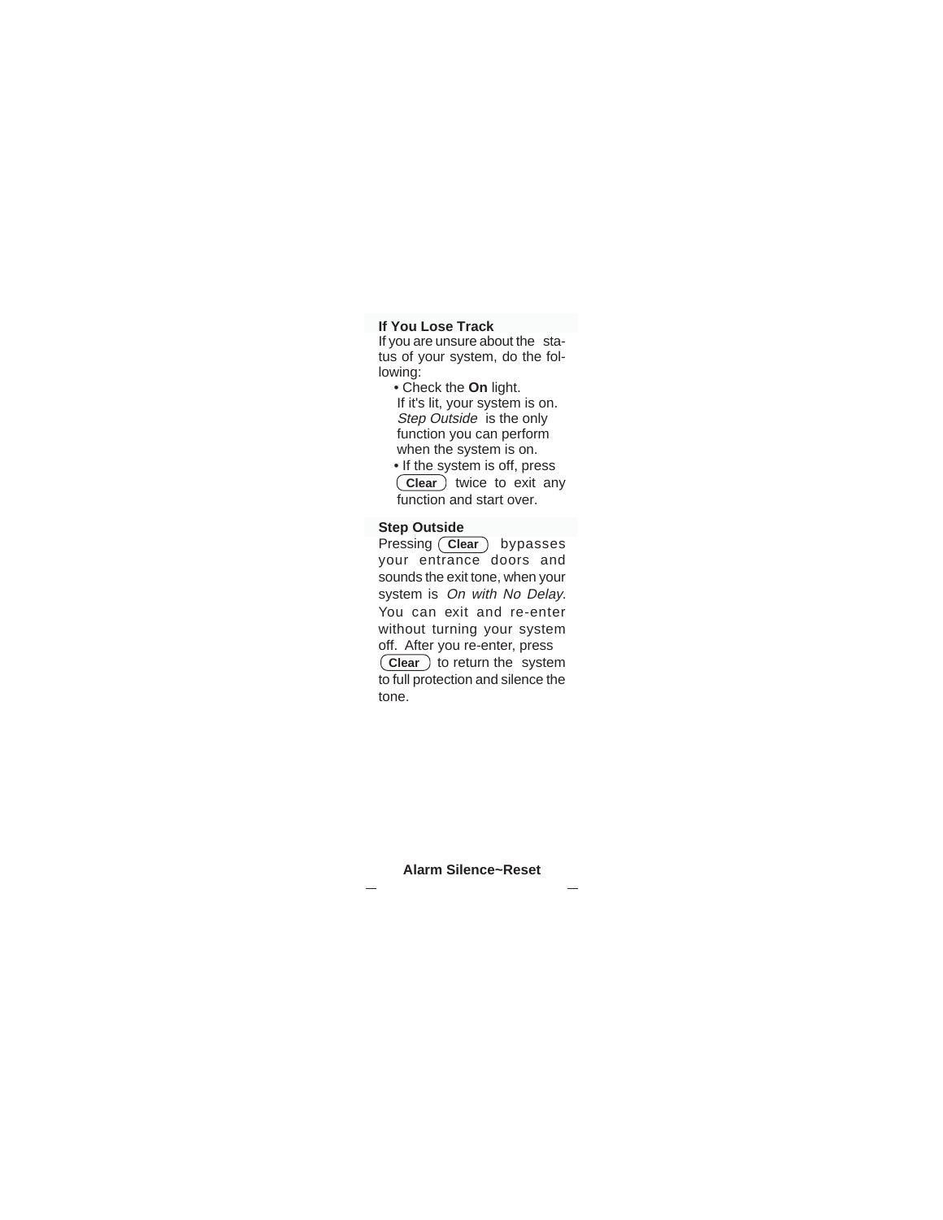### If You Lose Track

If you are unsure about the status of your system, do the following:

- Check the **On** light. If it's lit, your system is on. *Step Outside* is the only function you can perform when the system is on.
- If the system is off, press **Clear** twice to exit any function and start over.

### Step Outside

Pressing **Clear** bypasses your entrance doors and sounds the exit tone, when your system is *On with No Delay*. You can exit and re-enter without turning your system off. After you re-enter, press **Clear** to return the system to full protection and silence the tone.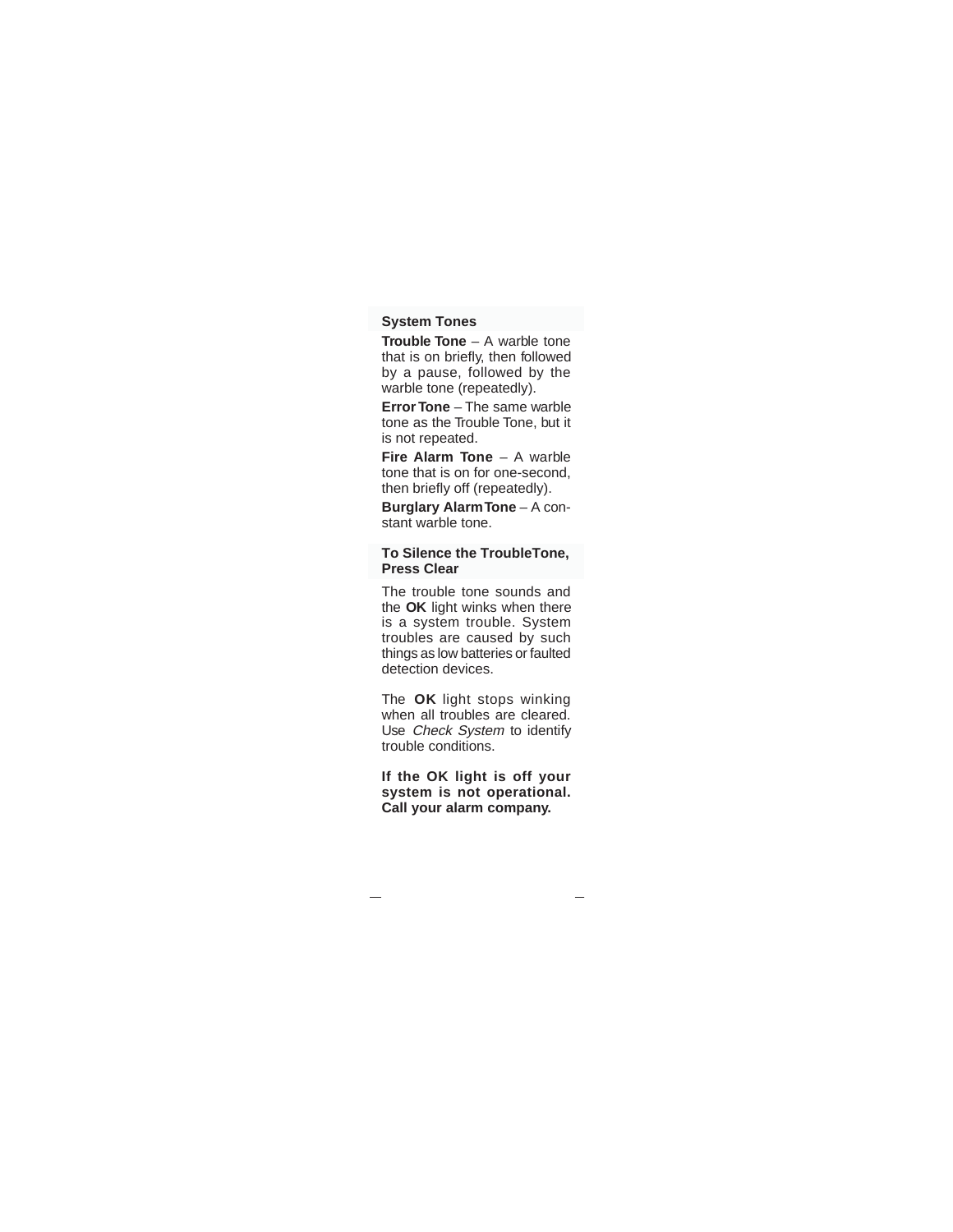## System Tones

**Trouble Tone** – A warble tone that is on briefly, then followed by a pause, followed by the warble tone (repeatedly).

**Error Tone** – The same warble tone as the Trouble Tone, but it is not repeated.

**Fire Alarm Tone** – A warble tone that is on for one-second, then briefly off (repeatedly).

**Burglary Alarm Tone** – A constant warble tone.

## To Silence the Trouble Tone, Press Clear

The trouble tone sounds and the **OK** light winks when there is a system trouble. System troubles are caused by such things as low batteries or faulted detection devices.

The **OK** light stops winking when all troubles are cleared. Use *Check System* to identify trouble conditions.

**If the OK light is off your system is not operational. Call your alarm company.**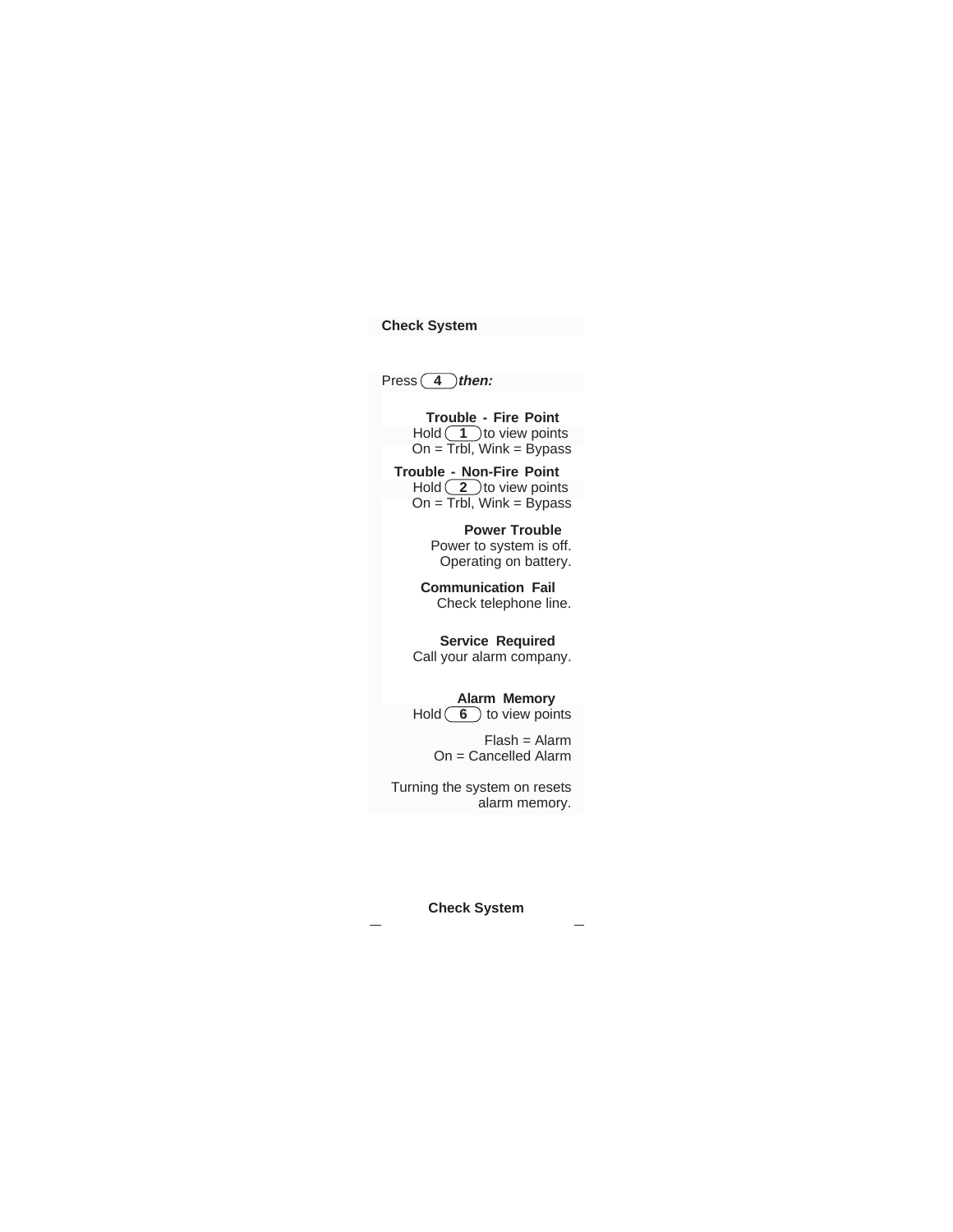## Check System

Press 4 ***then:***

**Trouble - Fire Point**
Hold 1 to view points
On = Trbl, Wink = Bypass

**Trouble - Non-Fire Point**
Hold 2 to view points
On = Trbl, Wink = Bypass

**Power Trouble**
Power to system is off.
Operating on battery.

**Communication Fail**
Check telephone line.

**Service Required**
Call your alarm company.

**Alarm Memory**
Hold 6 to view points

Flash = Alarm
On = Cancelled Alarm

Turning the system on resets alarm memory.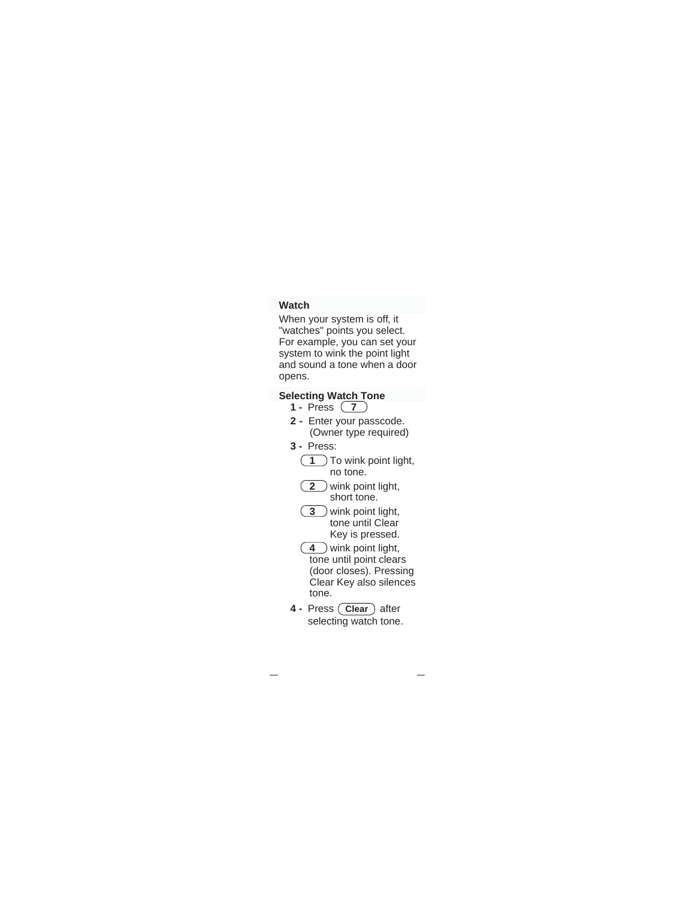## Watch

When your system is off, it "watches" points you select. For example, you can set your system to wink the point light and sound a tone when a door opens.

### Selecting Watch Tone

**1 -** Press **7**

**2 -** Enter your passcode. (Owner type required)

**3 -** Press:

- **1** To wink point light, no tone.
- **2** wink point light, short tone.
- **3** wink point light, tone until Clear Key is pressed.
- **4** wink point light, tone until point clears (door closes). Pressing Clear Key also silences tone.

**4 -** Press **Clear** after selecting watch tone.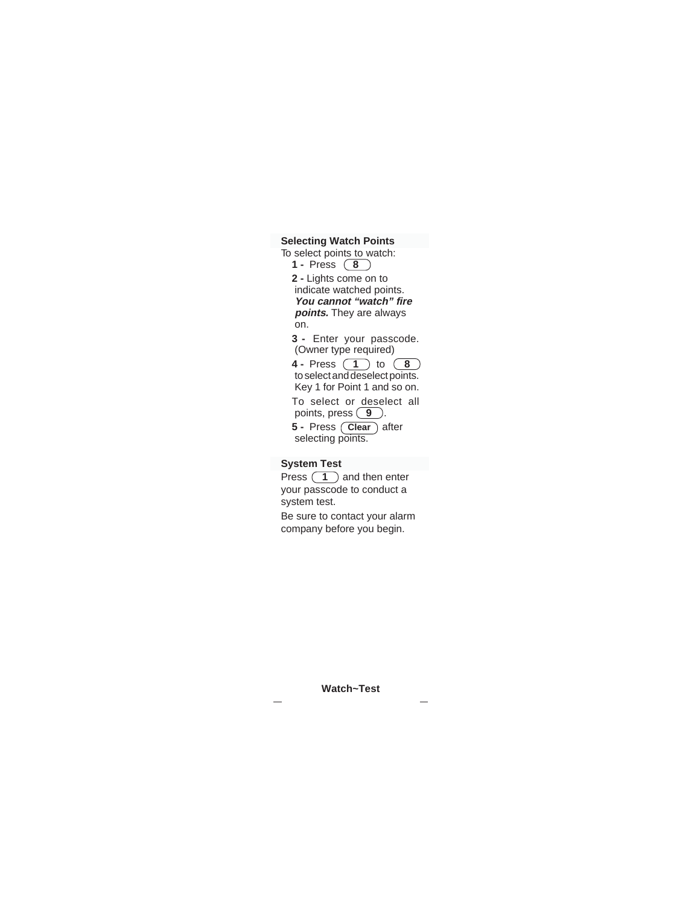## Selecting Watch Points

To select points to watch:

1 - Press **8**

2 - Lights come on to indicate watched points. ***You cannot "watch" fire points.*** They are always on.

3 - Enter your passcode. (Owner type required)

4 - Press **1** to **8** to select and deselect points. Key 1 for Point 1 and so on.

To select or deselect all points, press **9**.

5 - Press **Clear** after selecting points.

## System Test

Press **1** and then enter your passcode to conduct a system test.

Be sure to contact your alarm company before you begin.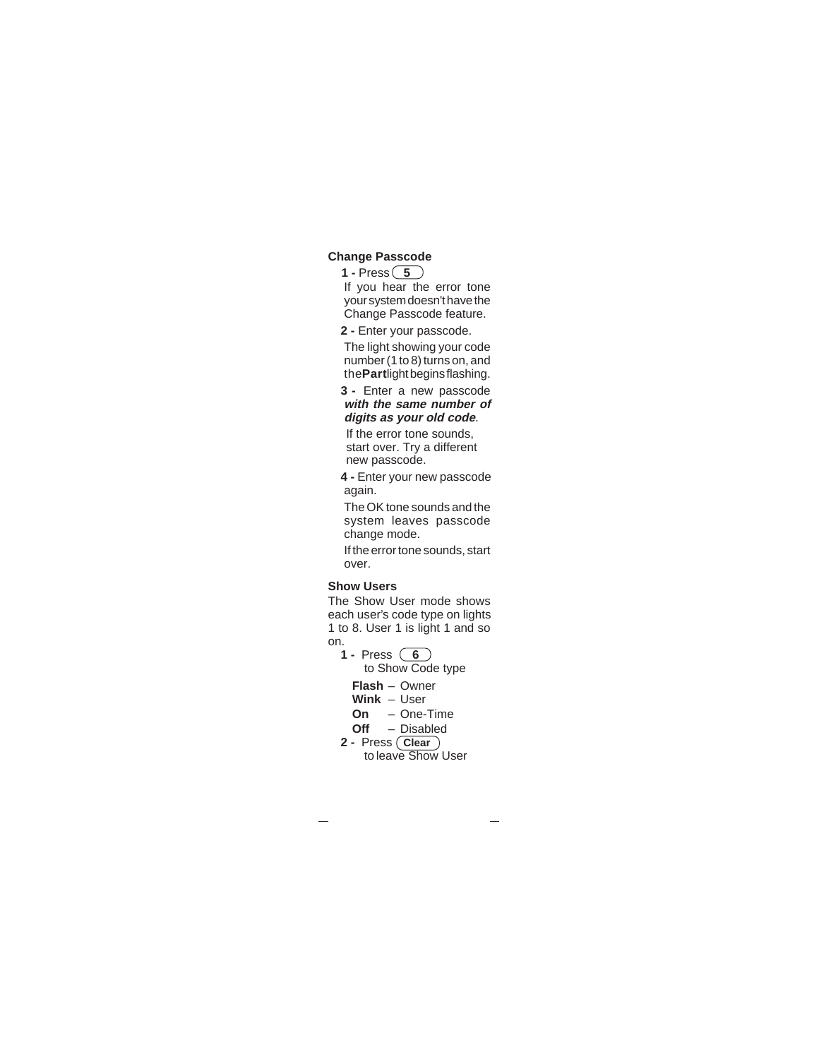## Change Passcode

**1 -** Press **5**

If you hear the error tone your system doesn't have the Change Passcode feature.

**2 -** Enter your passcode.

The light showing your code number (1 to 8) turns on, and the **Part** light begins flashing.

**3 -** Enter a new passcode ***with the same number of digits as your old code***.

If the error tone sounds, start over. Try a different new passcode.

**4 -** Enter your new passcode again.

The OK tone sounds and the system leaves passcode change mode.

If the error tone sounds, start over.

## Show Users

The Show User mode shows each user's code type on lights 1 to 8. User 1 is light 1 and so on.

**1 -** Press **6** to Show Code type

- **Flash** – Owner
- **Wink** – User
- **On** – One-Time
- **Off** – Disabled

**2 -** Press **Clear** to leave Show User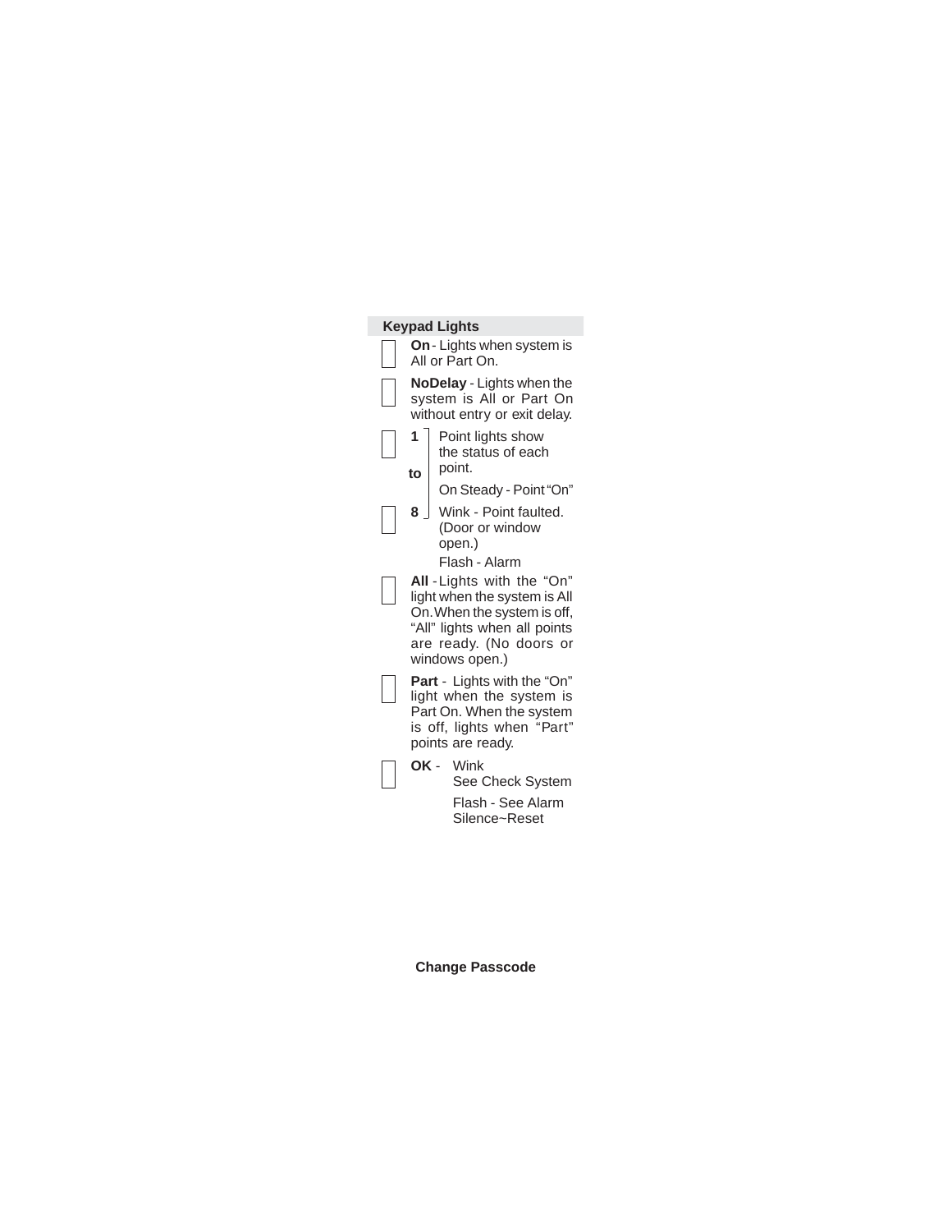## Keypad Lights

**On** - Lights when system is All or Part On.

**NoDelay** - Lights when the system is All or Part On without entry or exit delay.

**1 to 8** - Point lights show the status of each point.

On Steady - Point "On"

Wink - Point faulted. (Door or window open.)

Flash - Alarm

**All** - Lights with the "On" light when the system is All On. When the system is off, "All" lights when all points are ready. (No doors or windows open.)

**Part** - Lights with the "On" light when the system is Part On. When the system is off, lights when "Part" points are ready.

**OK** - Wink
See Check System

Flash - See Alarm Silence~Reset

**Change Passcode**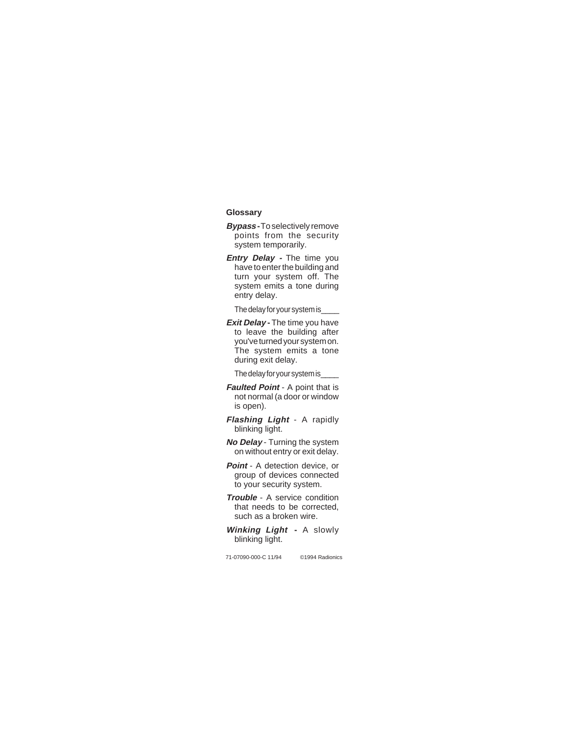## Glossary

***Bypass*** **-** To selectively remove points from the security system temporarily.

***Entry Delay*** **-** The time you have to enter the building and turn your system off. The system emits a tone during entry delay.

The delay for your system is____

***Exit Delay*** **-** The time you have to leave the building after you've turned your system on. The system emits a tone during exit delay.

The delay for your system is____

***Faulted Point*** - A point that is not normal (a door or window is open).

***Flashing Light*** - A rapidly blinking light.

***No Delay*** - Turning the system on without entry or exit delay.

***Point*** - A detection device, or group of devices connected to your security system.

***Trouble*** - A service condition that needs to be corrected, such as a broken wire.

***Winking Light*** **-** A slowly blinking light.

71-07090-000-C 11/94 ©1994 Radionics